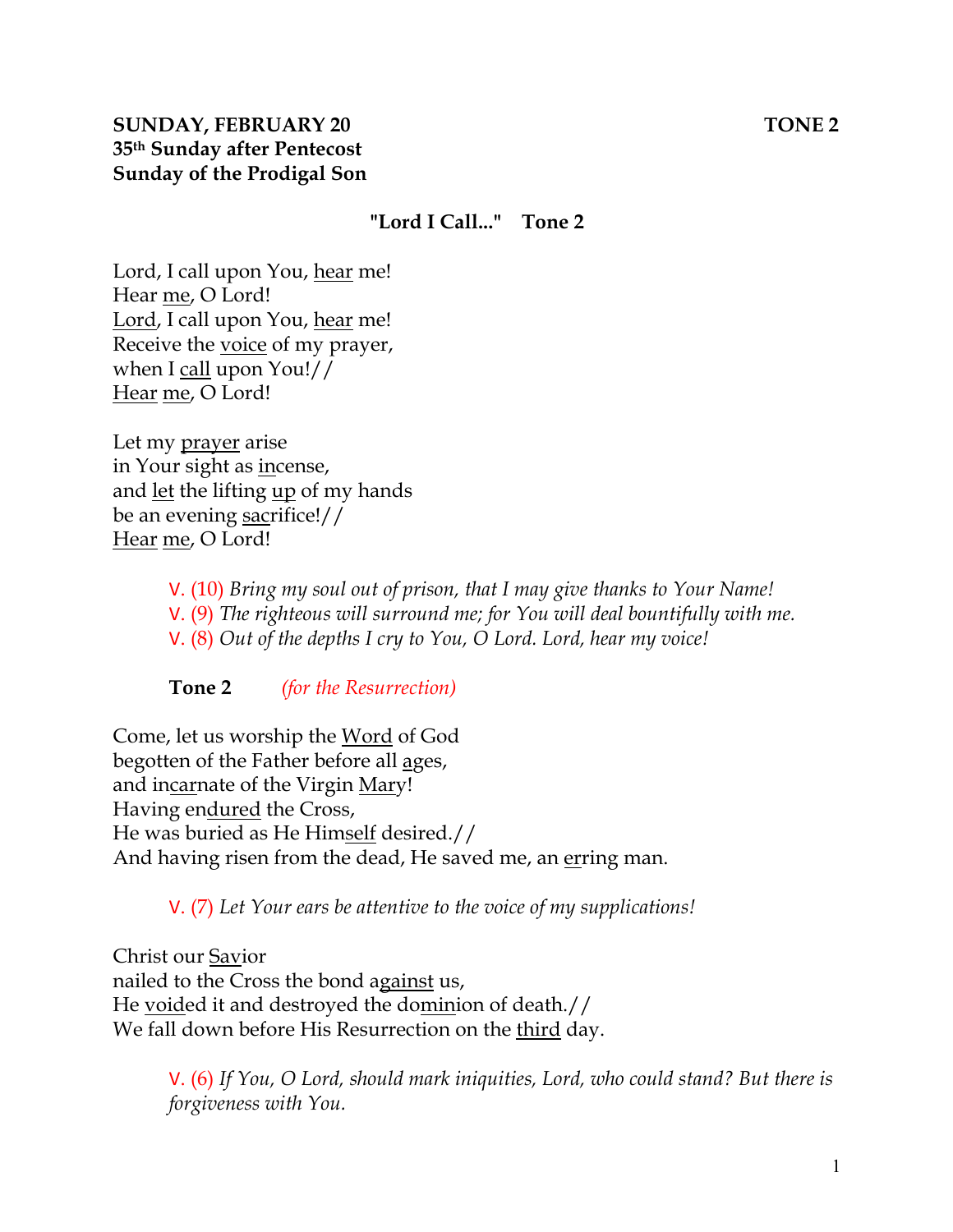**SUNDAY, FEBRUARY 20** **TONE 2**
**35th Sunday after Pentecost**
**Sunday of the Prodigal Son**

**"Lord I Call..." Tone 2**

Lord, I call upon You, hear me!
Hear me, O Lord!
Lord, I call upon You, hear me!
Receive the voice of my prayer,
when I call upon You!//
Hear me, O Lord!

Let my prayer arise
in Your sight as incense,
and let the lifting up of my hands
be an evening sacrifice!//
Hear me, O Lord!

V. (10) *Bring my soul out of prison, that I may give thanks to Your Name!*
V. (9) *The righteous will surround me; for You will deal bountifully with me.*
V. (8) *Out of the depths I cry to You, O Lord. Lord, hear my voice!*

**Tone 2** *(for the Resurrection)*

Come, let us worship the Word of God
begotten of the Father before all ages,
and incarnate of the Virgin Mary!
Having endured the Cross,
He was buried as He Himself desired.//
And having risen from the dead, He saved me, an erring man.

V. (7) *Let Your ears be attentive to the voice of my supplications!*

Christ our Savior
nailed to the Cross the bond against us,
He voided it and destroyed the dominion of death.//
We fall down before His Resurrection on the third day.

V. (6) *If You, O Lord, should mark iniquities, Lord, who could stand? But there is forgiveness with You.*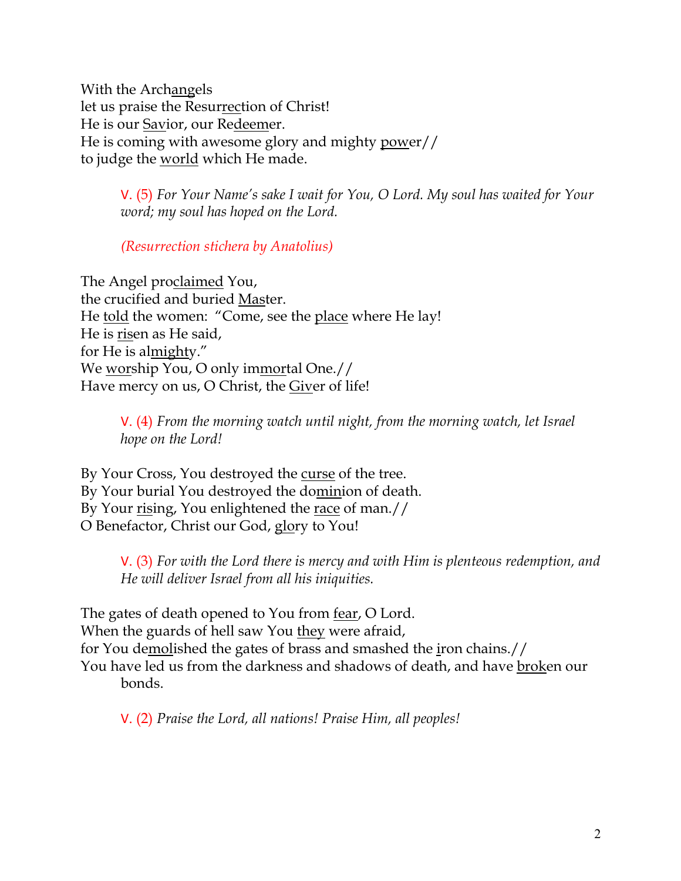With the Arch<u>ang</u>els
let us praise the Resur<u>rec</u>tion of Christ!
He is our <u>Sav</u>ior, our Re<u>deem</u>er.
He is coming with awesome glory and mighty <u>pow</u>er//
to judge the <u>world</u> which He made.

> V. (5) *For Your Name's sake I wait for You, O Lord. My soul has waited for Your word; my soul has hoped on the Lord.*
>
> *(Resurrection stichera by Anatolius)*

The Angel pro<u>claimed</u> You,
the crucified and buried <u>Mas</u>ter.
He <u>told</u> the women: "Come, see the <u>place</u> where He lay!
He is <u>ris</u>en as He said,
for He is al<u>mighty</u>."
We <u>wor</u>ship You, O only im<u>mor</u>tal One.//
Have mercy on us, O Christ, the <u>Giv</u>er of life!

> V. (4) *From the morning watch until night, from the morning watch, let Israel hope on the Lord!*

By Your Cross, You destroyed the <u>curse</u> of the tree.
By Your burial You destroyed the do<u>min</u>ion of death.
By Your <u>ris</u>ing, You enlightened the <u>race</u> of man.//
O Benefactor, Christ our God, <u>glo</u>ry to You!

> V. (3) *For with the Lord there is mercy and with Him is plenteous redemption, and He will deliver Israel from all his iniquities.*

The gates of death opened to You from <u>fear</u>, O Lord.
When the guards of hell saw You <u>they</u> were afraid,
for You de<u>mol</u>ished the gates of brass and smashed the <u>i</u>ron chains.//
You have led us from the darkness and shadows of death, and have <u>brok</u>en our bonds.

> V. (2) *Praise the Lord, all nations! Praise Him, all peoples!*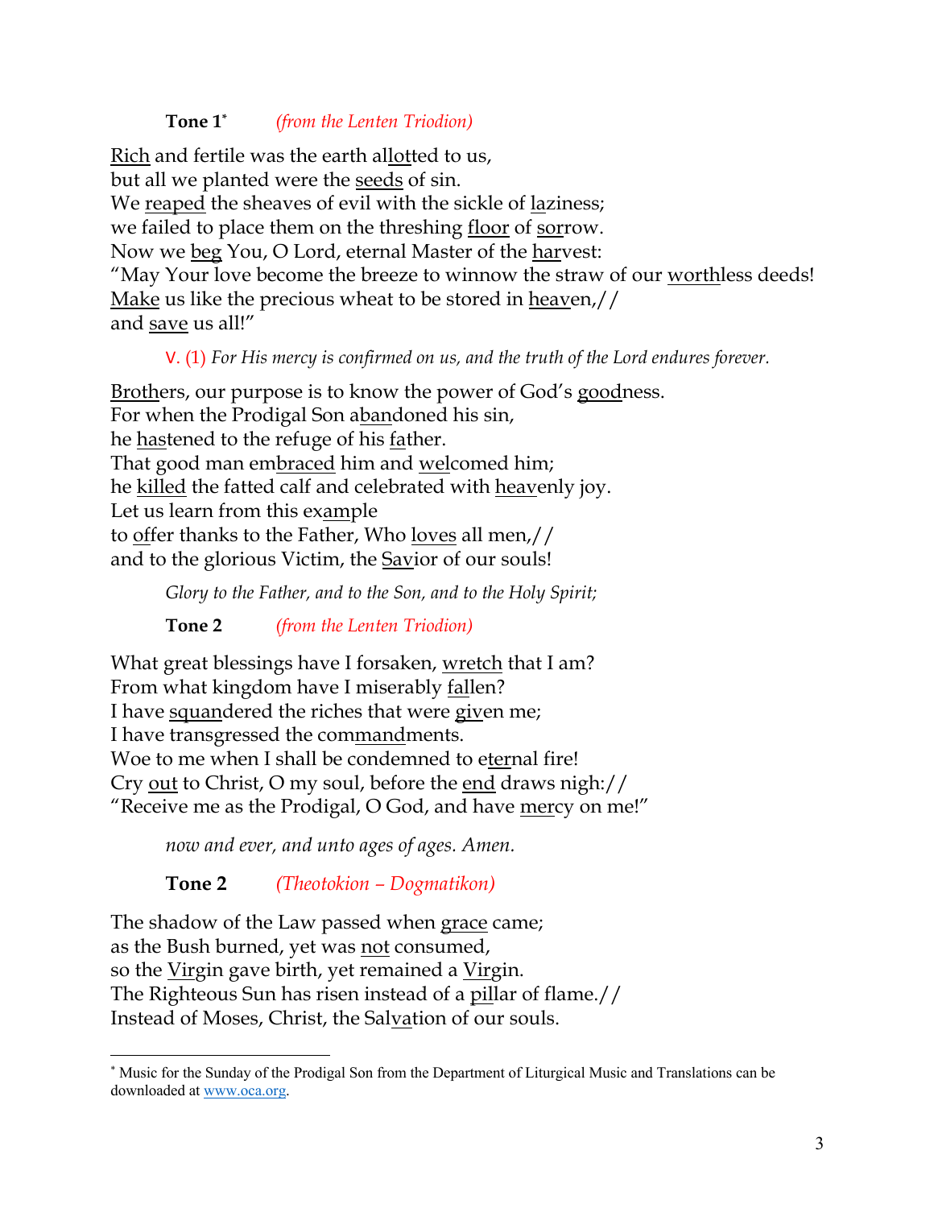**Tone 1**[*] *(from the Lenten Triodion)*

<u>Rich</u> and fertile was the earth al<u>lot</u>ted to us,
but all we planted were the <u>seeds</u> of sin.
We <u>reaped</u> the sheaves of evil with the sickle of <u>la</u>ziness;
we failed to place them on the threshing <u>floor</u> of <u>sor</u>row.
Now we <u>beg</u> You, O Lord, eternal Master of the <u>har</u>vest:
"May Your love become the breeze to winnow the straw of our <u>worth</u>less deeds!
<u>Make</u> us like the precious wheat to be stored in <u>hea</u>ven,//
and <u>save</u> us all!"

V. (1) *For His mercy is confirmed on us, and the truth of the Lord endures forever.*

<u>Broth</u>ers, our purpose is to know the power of God's <u>good</u>ness.
For when the Prodigal Son a<u>ban</u>doned his sin,
he <u>has</u>tened to the refuge of his <u>fa</u>ther.
That good man em<u>braced</u> him and <u>wel</u>comed him;
he <u>killed</u> the fatted calf and celebrated with <u>hea</u>venly joy.
Let us learn from this ex<u>am</u>ple
to <u>of</u>fer thanks to the Father, Who <u>loves</u> all men,//
and to the glorious Victim, the <u>Sav</u>ior of our souls!

*Glory to the Father, and to the Son, and to the Holy Spirit;*

**Tone 2** *(from the Lenten Triodion)*

What great blessings have I forsaken, <u>wretch</u> that I am?
From what kingdom have I miserably <u>fal</u>len?
I have <u>squan</u>dered the riches that were <u>giv</u>en me;
I have transgressed the com<u>mand</u>ments.
Woe to me when I shall be condemned to e<u>ter</u>nal fire!
Cry <u>out</u> to Christ, O my soul, before the <u>end</u> draws nigh://
"Receive me as the Prodigal, O God, and have <u>mer</u>cy on me!"

*now and ever, and unto ages of ages. Amen.*

**Tone 2** *(Theotokion – Dogmatikon)*

The shadow of the Law passed when <u>grace</u> came;
as the Bush burned, yet was <u>not</u> consumed,
so the <u>Vir</u>gin gave birth, yet remained a <u>Vir</u>gin.
The Righteous Sun has risen instead of a <u>pil</u>lar of flame.//
Instead of Moses, Christ, the Sal<u>va</u>tion of our souls.

---

[*] Music for the Sunday of the Prodigal Son from the Department of Liturgical Music and Translations can be downloaded at www.oca.org.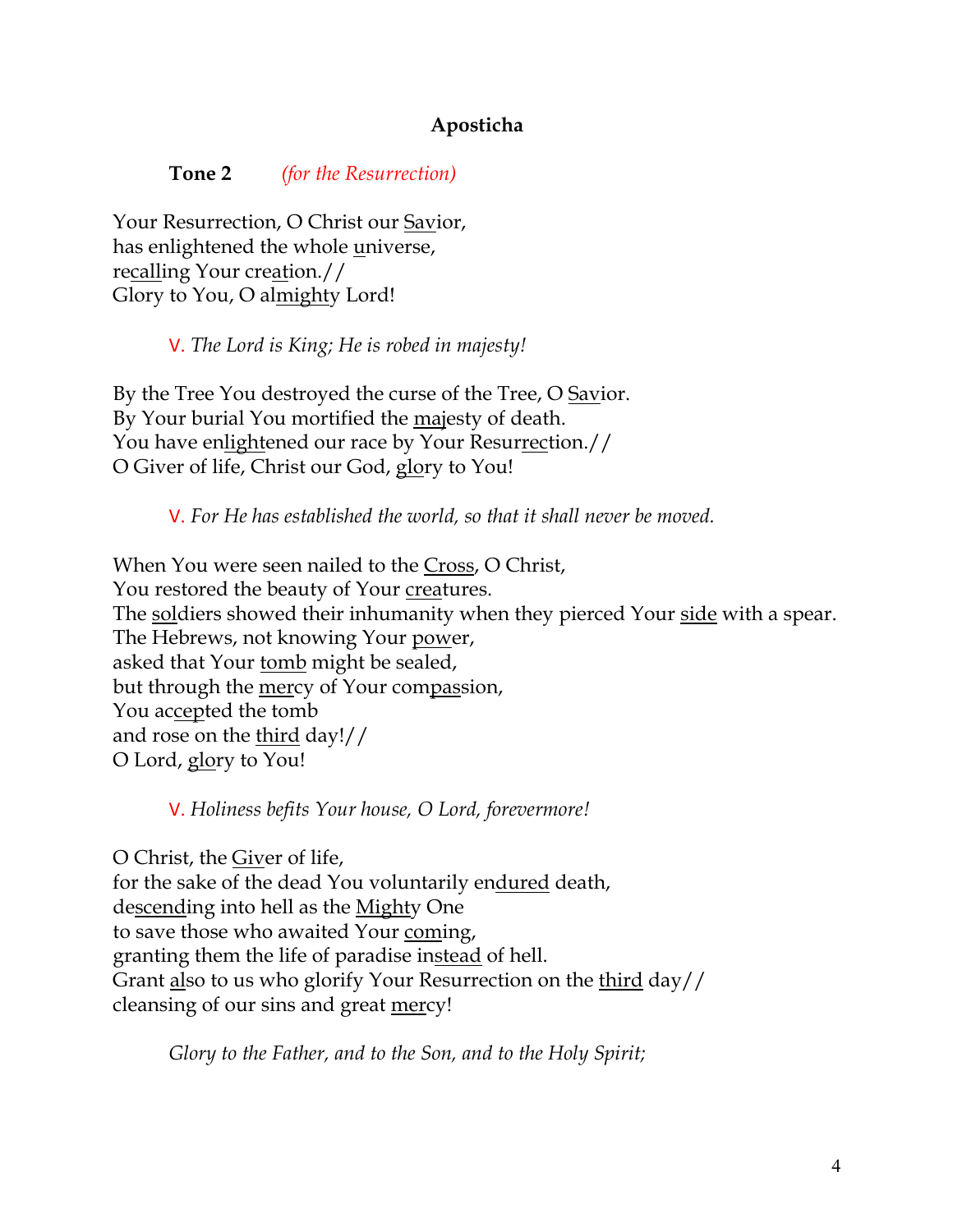### Aposticha

**Tone 2** *(for the Resurrection)*

Your Resurrection, O Christ our <u>Sav</u>ior,
has enlightened the whole <u>u</u>niverse,
re<u>call</u>ing Your cre<u>at</u>ion.//
Glory to You, O al<u>might</u>y Lord!

V. *The Lord is King; He is robed in majesty!*

By the Tree You destroyed the curse of the Tree, O <u>Sav</u>ior.
By Your burial You mortified the <u>ma</u>jesty of death.
You have en<u>light</u>ened our race by Your Resur<u>rec</u>tion.//
O Giver of life, Christ our God, <u>glo</u>ry to You!

V. *For He has established the world, so that it shall never be moved.*

When You were seen nailed to the <u>Cross</u>, O Christ,
You restored the beauty of Your <u>crea</u>tures.
The <u>sol</u>diers showed their inhumanity when they pierced Your <u>side</u> with a spear.
The Hebrews, not knowing Your <u>pow</u>er,
asked that Your <u>tomb</u> might be sealed,
but through the <u>mer</u>cy of Your com<u>pas</u>sion,
You ac<u>cept</u>ed the tomb
and rose on the <u>third</u> day!//
O Lord, <u>glo</u>ry to You!

V. *Holiness befits Your house, O Lord, forevermore!*

O Christ, the <u>Giv</u>er of life,
for the sake of the dead You voluntarily en<u>dured</u> death,
de<u>scend</u>ing into hell as the <u>Might</u>y One
to save those who awaited Your <u>com</u>ing,
granting them the life of paradise in<u>stead</u> of hell.
Grant <u>al</u>so to us who glorify Your Resurrection on the <u>third</u> day//
cleansing of our sins and great <u>mer</u>cy!

*Glory to the Father, and to the Son, and to the Holy Spirit;*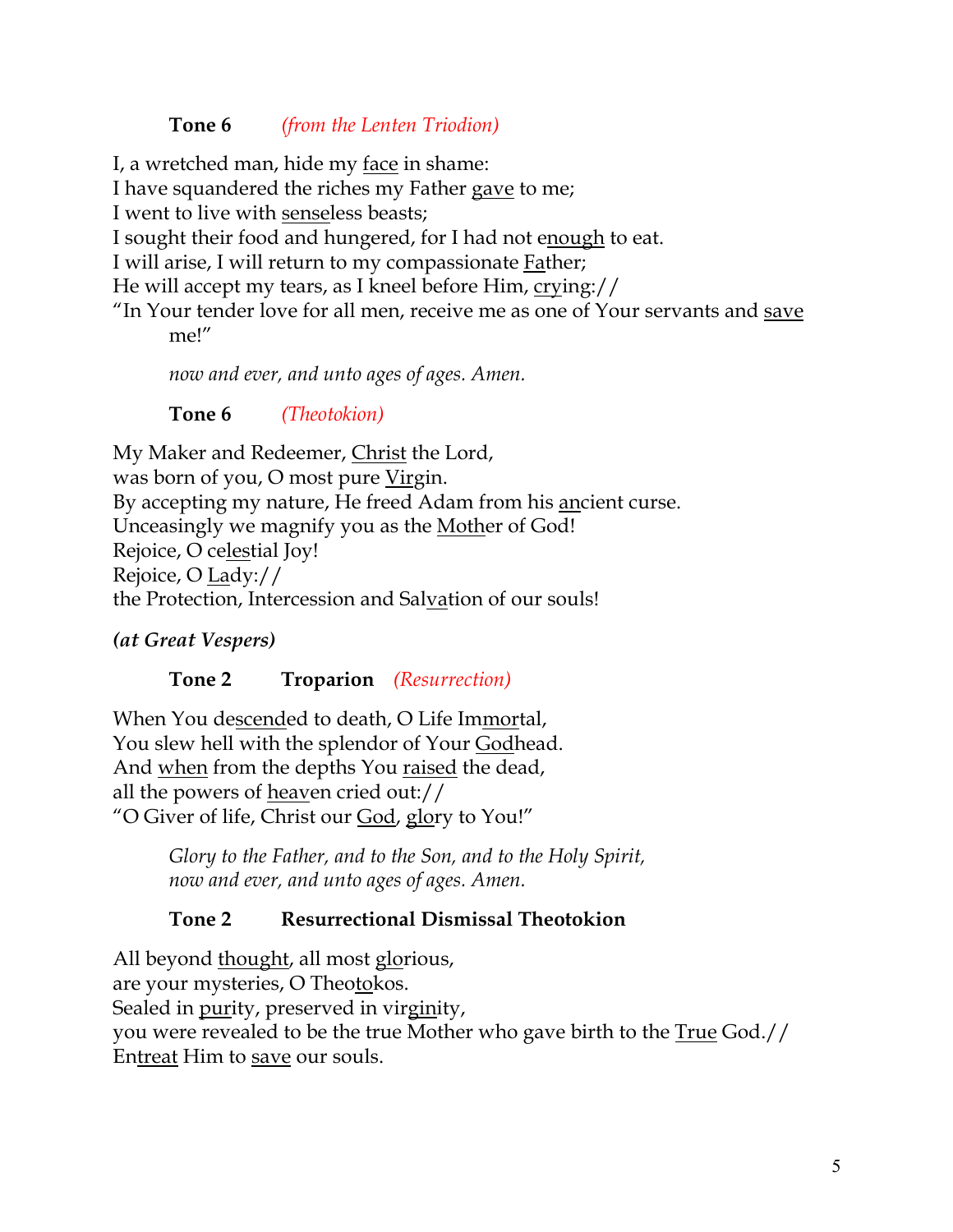**Tone 6** *(from the Lenten Triodion)*

I, a wretched man, hide my <u>face</u> in shame:
I have squandered the riches my Father <u>gave</u> to me;
I went to live with <u>sense</u>less beasts;
I sought their food and hungered, for I had not e<u>nough</u> to eat.
I will arise, I will return to my compassionate <u>Fa</u>ther;
He will accept my tears, as I kneel before Him, <u>cry</u>ing://
"In Your tender love for all men, receive me as one of Your servants and <u>save</u> me!"

*now and ever, and unto ages of ages. Amen.*

**Tone 6** *(Theotokion)*

My Maker and Redeemer, <u>Christ</u> the Lord,
was born of you, O most pure <u>Vir</u>gin.
By accepting my nature, He freed Adam from his <u>an</u>cient curse.
Unceasingly we magnify you as the <u>Moth</u>er of God!
Rejoice, O ce<u>les</u>tial Joy!
Rejoice, O <u>La</u>dy://
the Protection, Intercession and Sal<u>va</u>tion of our souls!

***(at Great Vespers)***

**Tone 2** **Troparion** *(Resurrection)*

When You de<u>scend</u>ed to death, O Life Im<u>mor</u>tal,
You slew hell with the splendor of Your <u>God</u>head.
And <u>when</u> from the depths You <u>raised</u> the dead,
all the powers of <u>heav</u>en cried out://
"O Giver of life, Christ our <u>God</u>, <u>glo</u>ry to You!"

*Glory to the Father, and to the Son, and to the Holy Spirit,*
*now and ever, and unto ages of ages. Amen.*

**Tone 2** **Resurrectional Dismissal Theotokion**

All beyond <u>thought</u>, all most <u>glo</u>rious,
are your mysteries, O Theo<u>to</u>kos.
Sealed in <u>pur</u>ity, preserved in vir<u>gin</u>ity,
you were revealed to be the true Mother who gave birth to the <u>True</u> God.//
En<u>treat</u> Him to <u>save</u> our souls.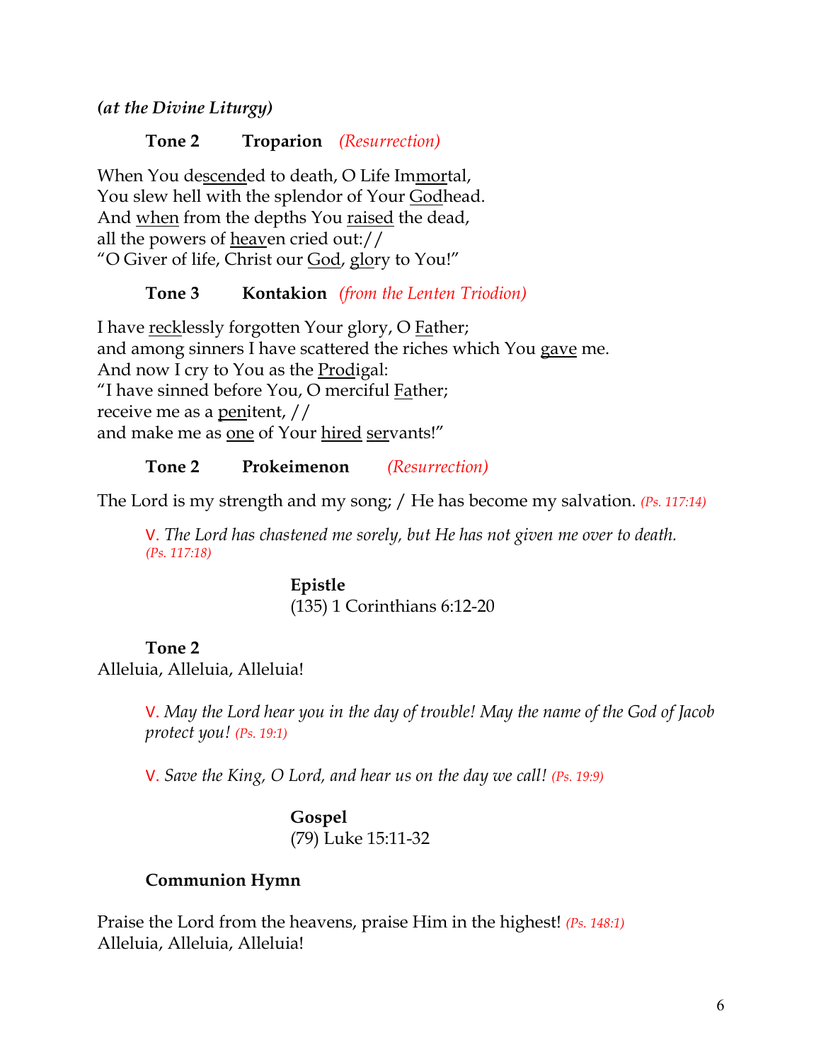***(at the Divine Liturgy)***

**Tone 2 Troparion** *(Resurrection)*

When You de<u>scend</u>ed to death, O Life Im<u>mor</u>tal,
You slew hell with the splendor of Your <u>God</u>head.
And <u>when</u> from the depths You <u>raised</u> the dead,
all the powers of <u>heav</u>en cried out://
"O Giver of life, Christ our <u>God</u>, <u>glo</u>ry to You!"

**Tone 3 Kontakion** *(from the Lenten Triodion)*

I have <u>reck</u>lessly forgotten Your glory, O <u>Fa</u>ther;
and among sinners I have scattered the riches which You <u>gave</u> me.
And now I cry to You as the <u>Prodi</u>gal:
"I have sinned before You, O merciful <u>Fa</u>ther;
receive me as a <u>pen</u>itent, //
and make me as <u>one</u> of Your <u>hired</u> <u>ser</u>vants!"

**Tone 2 Prokeimenon** *(Resurrection)*

The Lord is my strength and my song; / He has become my salvation. *(Ps. 117:14)*

> V. *The Lord has chastened me sorely, but He has not given me over to death.* *(Ps. 117:18)*

**Epistle**
(135) 1 Corinthians 6:12-20

**Tone 2**
Alleluia, Alleluia, Alleluia!

> V. *May the Lord hear you in the day of trouble! May the name of the God of Jacob protect you!* *(Ps. 19:1)*

> V. *Save the King, O Lord, and hear us on the day we call!* *(Ps. 19:9)*

**Gospel**
(79) Luke 15:11-32

**Communion Hymn**

Praise the Lord from the heavens, praise Him in the highest! *(Ps. 148:1)*
Alleluia, Alleluia, Alleluia!